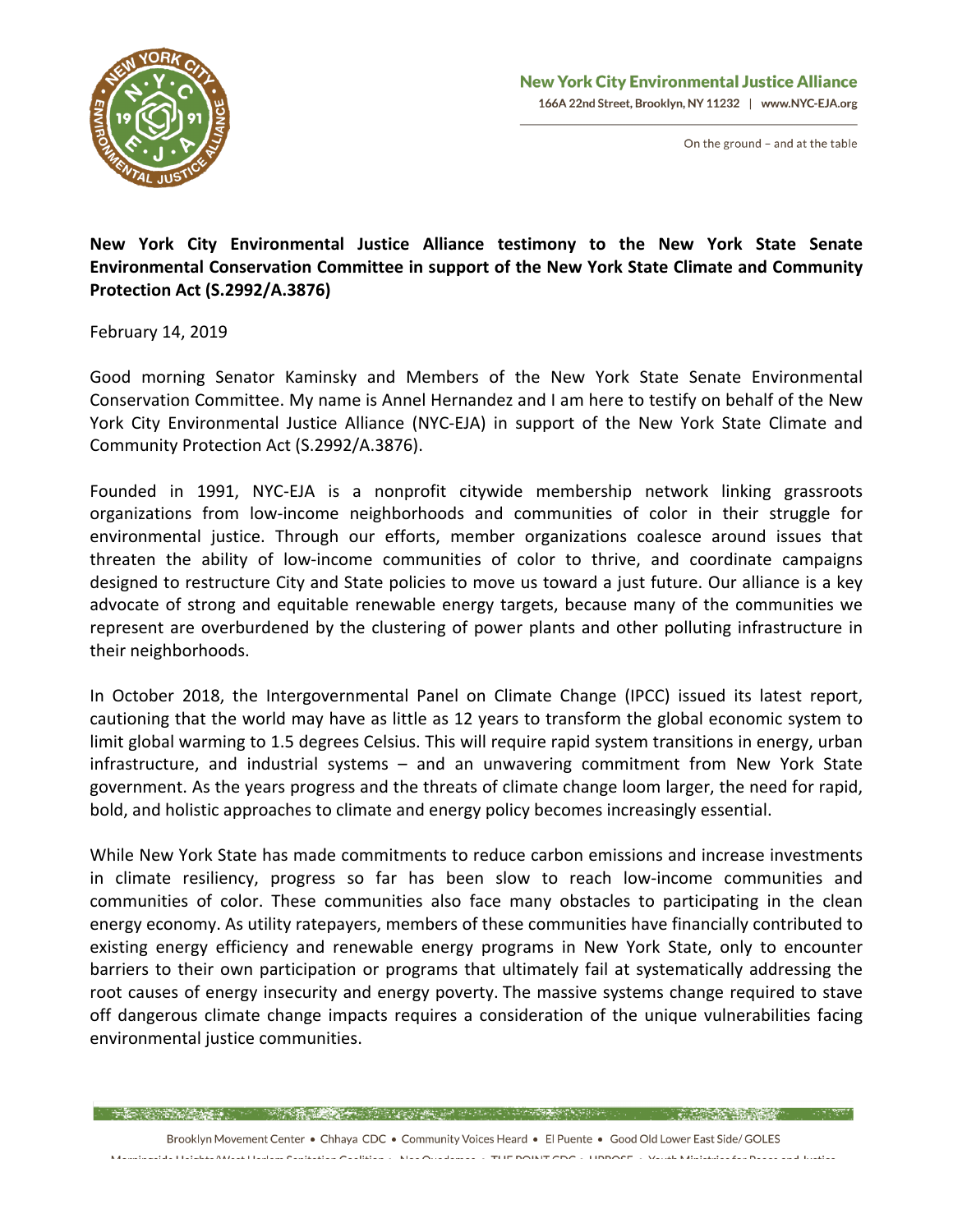New York City Environmental Justice Alliance
166A 22nd Street, Brooklyn, NY 11232 | www.NYC-EJA.org

On the ground – and at the table

**New York City Environmental Justice Alliance testimony to the New York State Senate Environmental Conservation Committee in support of the New York State Climate and Community Protection Act (S.2992/A.3876)**

February 14, 2019

Good morning Senator Kaminsky and Members of the New York State Senate Environmental Conservation Committee. My name is Annel Hernandez and I am here to testify on behalf of the New York City Environmental Justice Alliance (NYC-EJA) in support of the New York State Climate and Community Protection Act (S.2992/A.3876).

Founded in 1991, NYC-EJA is a nonprofit citywide membership network linking grassroots organizations from low-income neighborhoods and communities of color in their struggle for environmental justice. Through our efforts, member organizations coalesce around issues that threaten the ability of low-income communities of color to thrive, and coordinate campaigns designed to restructure City and State policies to move us toward a just future. Our alliance is a key advocate of strong and equitable renewable energy targets, because many of the communities we represent are overburdened by the clustering of power plants and other polluting infrastructure in their neighborhoods.

In October 2018, the Intergovernmental Panel on Climate Change (IPCC) issued its latest report, cautioning that the world may have as little as 12 years to transform the global economic system to limit global warming to 1.5 degrees Celsius. This will require rapid system transitions in energy, urban infrastructure, and industrial systems – and an unwavering commitment from New York State government. As the years progress and the threats of climate change loom larger, the need for rapid, bold, and holistic approaches to climate and energy policy becomes increasingly essential.

While New York State has made commitments to reduce carbon emissions and increase investments in climate resiliency, progress so far has been slow to reach low-income communities and communities of color. These communities also face many obstacles to participating in the clean energy economy. As utility ratepayers, members of these communities have financially contributed to existing energy efficiency and renewable energy programs in New York State, only to encounter barriers to their own participation or programs that ultimately fail at systematically addressing the root causes of energy insecurity and energy poverty. The massive systems change required to stave off dangerous climate change impacts requires a consideration of the unique vulnerabilities facing environmental justice communities.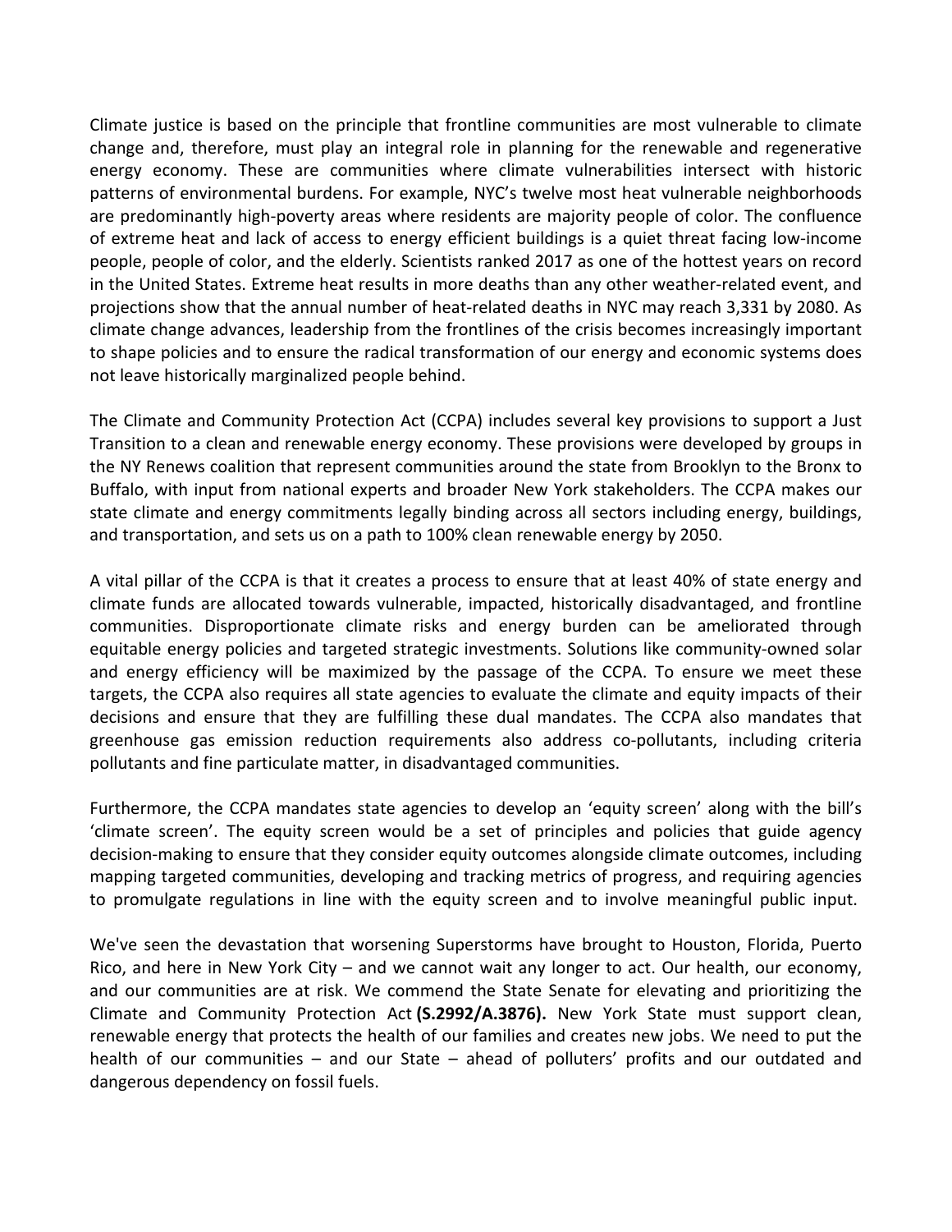Climate justice is based on the principle that frontline communities are most vulnerable to climate change and, therefore, must play an integral role in planning for the renewable and regenerative energy economy. These are communities where climate vulnerabilities intersect with historic patterns of environmental burdens. For example, NYC's twelve most heat vulnerable neighborhoods are predominantly high-poverty areas where residents are majority people of color. The confluence of extreme heat and lack of access to energy efficient buildings is a quiet threat facing low-income people, people of color, and the elderly. Scientists ranked 2017 as one of the hottest years on record in the United States. Extreme heat results in more deaths than any other weather-related event, and projections show that the annual number of heat-related deaths in NYC may reach 3,331 by 2080. As climate change advances, leadership from the frontlines of the crisis becomes increasingly important to shape policies and to ensure the radical transformation of our energy and economic systems does not leave historically marginalized people behind.

The Climate and Community Protection Act (CCPA) includes several key provisions to support a Just Transition to a clean and renewable energy economy. These provisions were developed by groups in the NY Renews coalition that represent communities around the state from Brooklyn to the Bronx to Buffalo, with input from national experts and broader New York stakeholders. The CCPA makes our state climate and energy commitments legally binding across all sectors including energy, buildings, and transportation, and sets us on a path to 100% clean renewable energy by 2050.

A vital pillar of the CCPA is that it creates a process to ensure that at least 40% of state energy and climate funds are allocated towards vulnerable, impacted, historically disadvantaged, and frontline communities. Disproportionate climate risks and energy burden can be ameliorated through equitable energy policies and targeted strategic investments. Solutions like community-owned solar and energy efficiency will be maximized by the passage of the CCPA. To ensure we meet these targets, the CCPA also requires all state agencies to evaluate the climate and equity impacts of their decisions and ensure that they are fulfilling these dual mandates. The CCPA also mandates that greenhouse gas emission reduction requirements also address co-pollutants, including criteria pollutants and fine particulate matter, in disadvantaged communities.

Furthermore, the CCPA mandates state agencies to develop an 'equity screen' along with the bill's 'climate screen'. The equity screen would be a set of principles and policies that guide agency decision-making to ensure that they consider equity outcomes alongside climate outcomes, including mapping targeted communities, developing and tracking metrics of progress, and requiring agencies to promulgate regulations in line with the equity screen and to involve meaningful public input.

We've seen the devastation that worsening Superstorms have brought to Houston, Florida, Puerto Rico, and here in New York City – and we cannot wait any longer to act. Our health, our economy, and our communities are at risk. We commend the State Senate for elevating and prioritizing the Climate and Community Protection Act **(S.2992/A.3876).** New York State must support clean, renewable energy that protects the health of our families and creates new jobs. We need to put the health of our communities – and our State – ahead of polluters' profits and our outdated and dangerous dependency on fossil fuels.